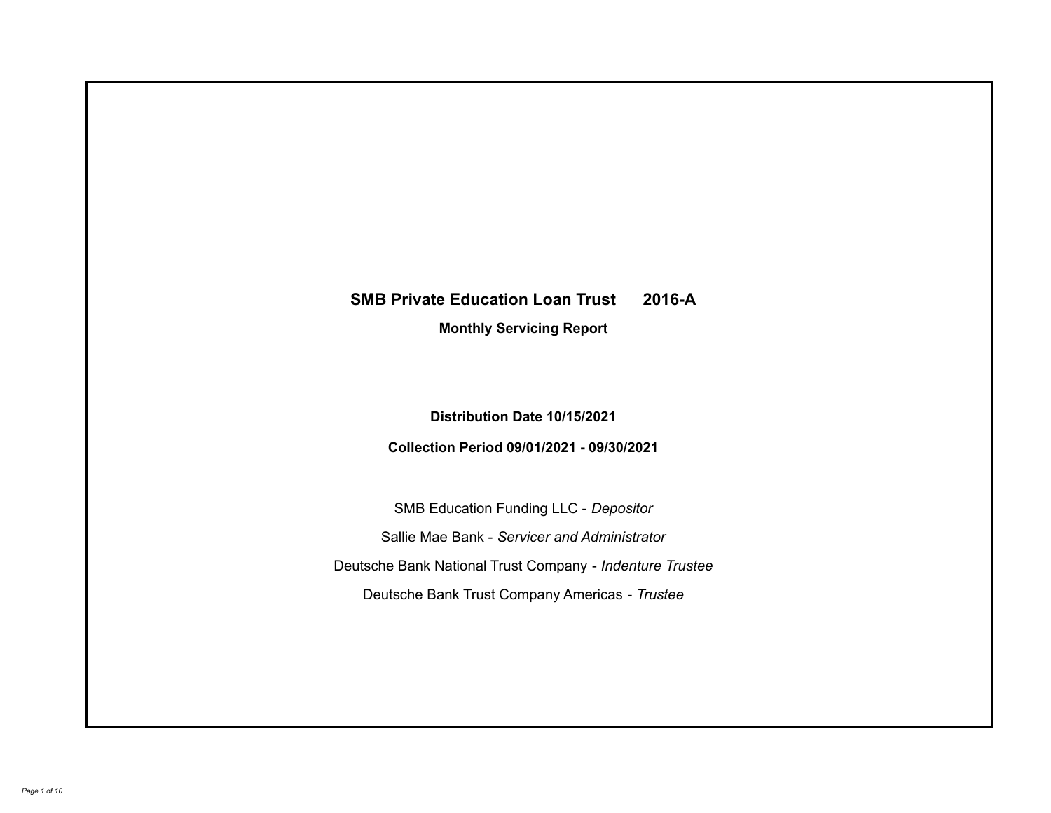# SMB Private Education Loan Trust 2016-A

## Monthly Servicing Report

**Distribution Date 10/15/2021**

**Collection Period 09/01/2021 - 09/30/2021**

SMB Education Funding LLC - *Depositor*

Sallie Mae Bank - *Servicer and Administrator*

Deutsche Bank National Trust Company - *Indenture Trustee*

Deutsche Bank Trust Company Americas - *Trustee*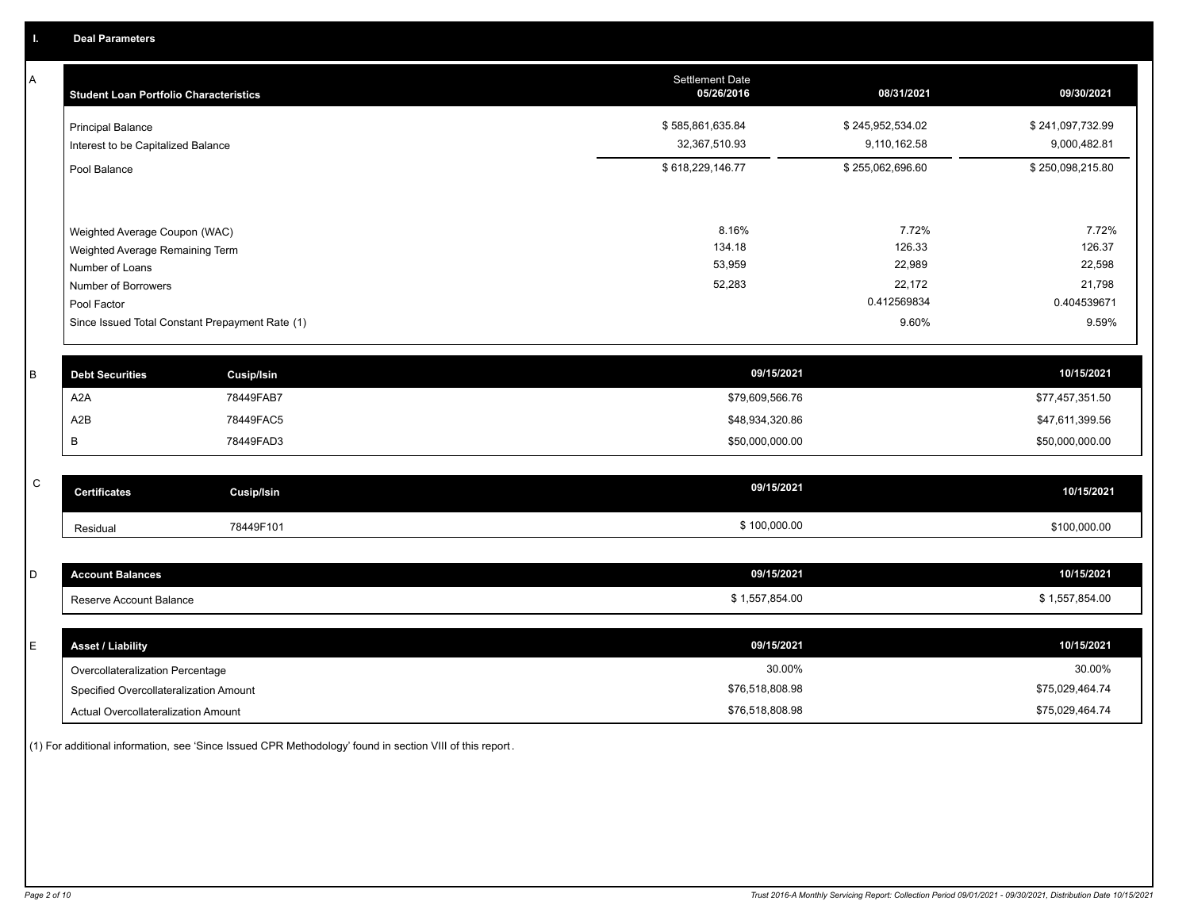## I. Deal Parameters

### A

| Student Loan Portfolio Characteristics | Settlement Date 05/26/2016 | 08/31/2021 | 09/30/2021 |
|---|---|---|---|
| Principal Balance | $ 585,861,635.84 | $ 245,952,534.02 | $ 241,097,732.99 |
| Interest to be Capitalized Balance | 32,367,510.93 | 9,110,162.58 | 9,000,482.81 |
| Pool Balance | $ 618,229,146.77 | $ 255,062,696.60 | $ 250,098,215.80 |
| Weighted Average Coupon (WAC) | 8.16% | 7.72% | 7.72% |
| Weighted Average Remaining Term | 134.18 | 126.33 | 126.37 |
| Number of Loans | 53,959 | 22,989 | 22,598 |
| Number of Borrowers | 52,283 | 22,172 | 21,798 |
| Pool Factor | | 0.412569834 | 0.404539671 |
| Since Issued Total Constant Prepayment Rate (1) | | 9.60% | 9.59% |

### B

| Debt Securities | Cusip/Isin | 09/15/2021 | 10/15/2021 |
|---|---|---|---|
| A2A | 78449FAB7 | $79,609,566.76 | $77,457,351.50 |
| A2B | 78449FAC5 | $48,934,320.86 | $47,611,399.56 |
| B | 78449FAD3 | $50,000,000.00 | $50,000,000.00 |

### C

| Certificates | Cusip/Isin | 09/15/2021 | 10/15/2021 |
|---|---|---|---|
| Residual | 78449F101 | $ 100,000.00 | $100,000.00 |

### D

| Account Balances | 09/15/2021 | 10/15/2021 |
|---|---|---|
| Reserve Account Balance | $ 1,557,854.00 | $ 1,557,854.00 |

### E

| Asset / Liability | 09/15/2021 | 10/15/2021 |
|---|---|---|
| Overcollateralization Percentage | 30.00% | 30.00% |
| Specified Overcollateralization Amount | $76,518,808.98 | $75,029,464.74 |
| Actual Overcollateralization Amount | $76,518,808.98 | $75,029,464.74 |

(1) For additional information, see 'Since Issued CPR Methodology' found in section VIII of this report.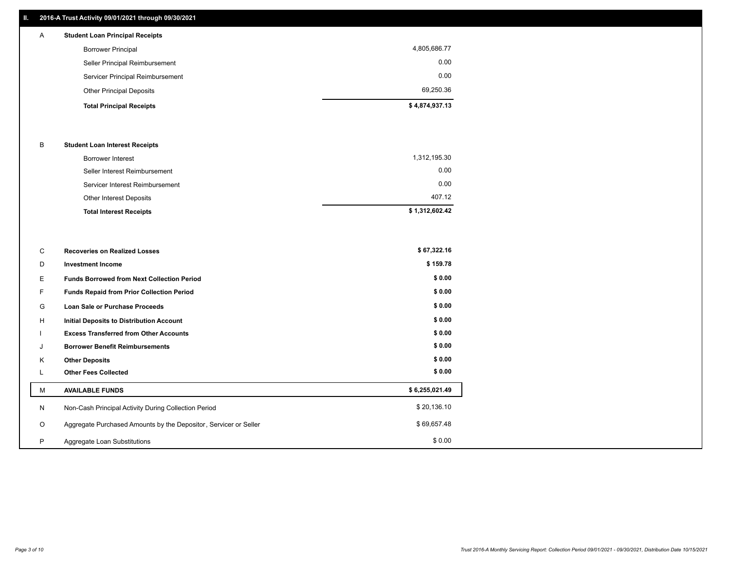## II. 2016-A Trust Activity 09/01/2021 through 09/30/2021

| | | |
|---|---|---|
| A | **Student Loan Principal Receipts** | |
| | Borrower Principal | 4,805,686.77 |
| | Seller Principal Reimbursement | 0.00 |
| | Servicer Principal Reimbursement | 0.00 |
| | Other Principal Deposits | 69,250.36 |
| | **Total Principal Receipts** | **$ 4,874,937.13** |
| B | **Student Loan Interest Receipts** | |
| | Borrower Interest | 1,312,195.30 |
| | Seller Interest Reimbursement | 0.00 |
| | Servicer Interest Reimbursement | 0.00 |
| | Other Interest Deposits | 407.12 |
| | **Total Interest Receipts** | **$ 1,312,602.42** |
| C | **Recoveries on Realized Losses** | **$ 67,322.16** |
| D | **Investment Income** | **$ 159.78** |
| E | **Funds Borrowed from Next Collection Period** | **$ 0.00** |
| F | **Funds Repaid from Prior Collection Period** | **$ 0.00** |
| G | **Loan Sale or Purchase Proceeds** | **$ 0.00** |
| H | **Initial Deposits to Distribution Account** | **$ 0.00** |
| I | **Excess Transferred from Other Accounts** | **$ 0.00** |
| J | **Borrower Benefit Reimbursements** | **$ 0.00** |
| K | **Other Deposits** | **$ 0.00** |
| L | **Other Fees Collected** | **$ 0.00** |
| M | **AVAILABLE FUNDS** | **$ 6,255,021.49** |
| N | Non-Cash Principal Activity During Collection Period | $ 20,136.10 |
| O | Aggregate Purchased Amounts by the Depositor, Servicer or Seller | $ 69,657.48 |
| P | Aggregate Loan Substitutions | $ 0.00 |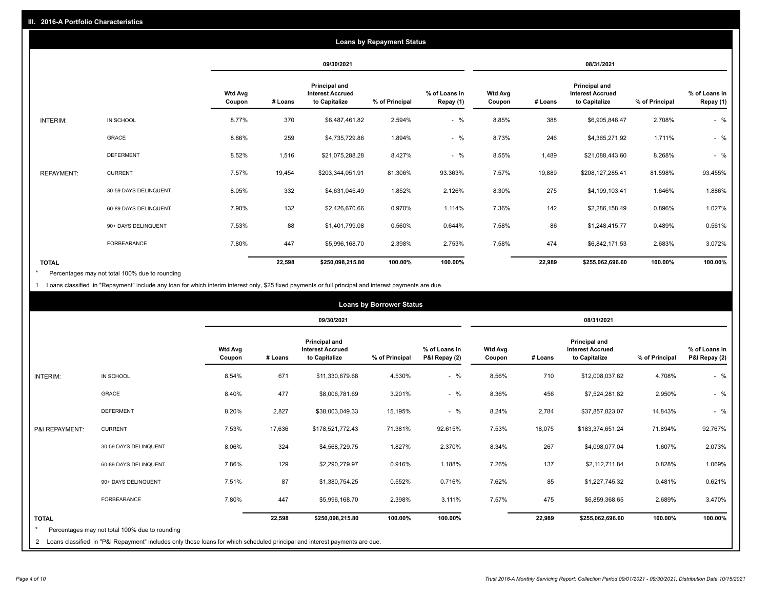## III. 2016-A Portfolio Characteristics

### Loans by Repayment Status

| | | 09/30/2021 | | | | | 08/31/2021 | | | | |
|---|---|---|---|---|---|---|---|---|---|---|---|
| | | Wtd Avg Coupon | # Loans | Principal and Interest Accrued to Capitalize | % of Principal | % of Loans in Repay (1) | Wtd Avg Coupon | # Loans | Principal and Interest Accrued to Capitalize | % of Principal | % of Loans in Repay (1) |
| INTERIM: | IN SCHOOL | 8.77% | 370 | $6,487,461.82 | 2.594% | - % | 8.85% | 388 | $6,905,846.47 | 2.708% | - % |
| | GRACE | 8.86% | 259 | $4,735,729.86 | 1.894% | - % | 8.73% | 246 | $4,365,271.92 | 1.711% | - % |
| | DEFERMENT | 8.52% | 1,516 | $21,075,288.28 | 8.427% | - % | 8.55% | 1,489 | $21,088,443.60 | 8.268% | - % |
| REPAYMENT: | CURRENT | 7.57% | 19,454 | $203,344,051.91 | 81.306% | 93.363% | 7.57% | 19,889 | $208,127,285.41 | 81.598% | 93.455% |
| | 30-59 DAYS DELINQUENT | 8.05% | 332 | $4,631,045.49 | 1.852% | 2.126% | 8.30% | 275 | $4,199,103.41 | 1.646% | 1.886% |
| | 60-89 DAYS DELINQUENT | 7.90% | 132 | $2,426,670.66 | 0.970% | 1.114% | 7.36% | 142 | $2,286,158.49 | 0.896% | 1.027% |
| | 90+ DAYS DELINQUENT | 7.53% | 88 | $1,401,799.08 | 0.560% | 0.644% | 7.58% | 86 | $1,248,415.77 | 0.489% | 0.561% |
| | FORBEARANCE | 7.80% | 447 | $5,996,168.70 | 2.398% | 2.753% | 7.58% | 474 | $6,842,171.53 | 2.683% | 3.072% |
| **TOTAL** | | | **22,598** | **$250,098,215.80** | **100.00%** | **100.00%** | | **22,989** | **$255,062,696.60** | **100.00%** | **100.00%** |

* Percentages may not total 100% due to rounding

1 Loans classified in "Repayment" include any loan for which interim interest only, $25 fixed payments or full principal and interest payments are due.

### Loans by Borrower Status

| | | 09/30/2021 | | | | | 08/31/2021 | | | | |
|---|---|---|---|---|---|---|---|---|---|---|---|
| | | Wtd Avg Coupon | # Loans | Principal and Interest Accrued to Capitalize | % of Principal | % of Loans in P&I Repay (2) | Wtd Avg Coupon | # Loans | Principal and Interest Accrued to Capitalize | % of Principal | % of Loans in P&I Repay (2) |
| INTERIM: | IN SCHOOL | 8.54% | 671 | $11,330,679.68 | 4.530% | - % | 8.56% | 710 | $12,008,037.62 | 4.708% | - % |
| | GRACE | 8.40% | 477 | $8,006,781.69 | 3.201% | - % | 8.36% | 456 | $7,524,281.82 | 2.950% | - % |
| | DEFERMENT | 8.20% | 2,827 | $38,003,049.33 | 15.195% | - % | 8.24% | 2,784 | $37,857,823.07 | 14.843% | - % |
| P&I REPAYMENT: | CURRENT | 7.53% | 17,636 | $178,521,772.43 | 71.381% | 92.615% | 7.53% | 18,075 | $183,374,651.24 | 71.894% | 92.767% |
| | 30-59 DAYS DELINQUENT | 8.06% | 324 | $4,568,729.75 | 1.827% | 2.370% | 8.34% | 267 | $4,098,077.04 | 1.607% | 2.073% |
| | 60-89 DAYS DELINQUENT | 7.86% | 129 | $2,290,279.97 | 0.916% | 1.188% | 7.26% | 137 | $2,112,711.84 | 0.828% | 1.069% |
| | 90+ DAYS DELINQUENT | 7.51% | 87 | $1,380,754.25 | 0.552% | 0.716% | 7.62% | 85 | $1,227,745.32 | 0.481% | 0.621% |
| | FORBEARANCE | 7.80% | 447 | $5,996,168.70 | 2.398% | 3.111% | 7.57% | 475 | $6,859,368.65 | 2.689% | 3.470% |
| **TOTAL** | | | **22,598** | **$250,098,215.80** | **100.00%** | **100.00%** | | **22,989** | **$255,062,696.60** | **100.00%** | **100.00%** |

* Percentages may not total 100% due to rounding

2 Loans classified in "P&I Repayment" includes only those loans for which scheduled principal and interest payments are due.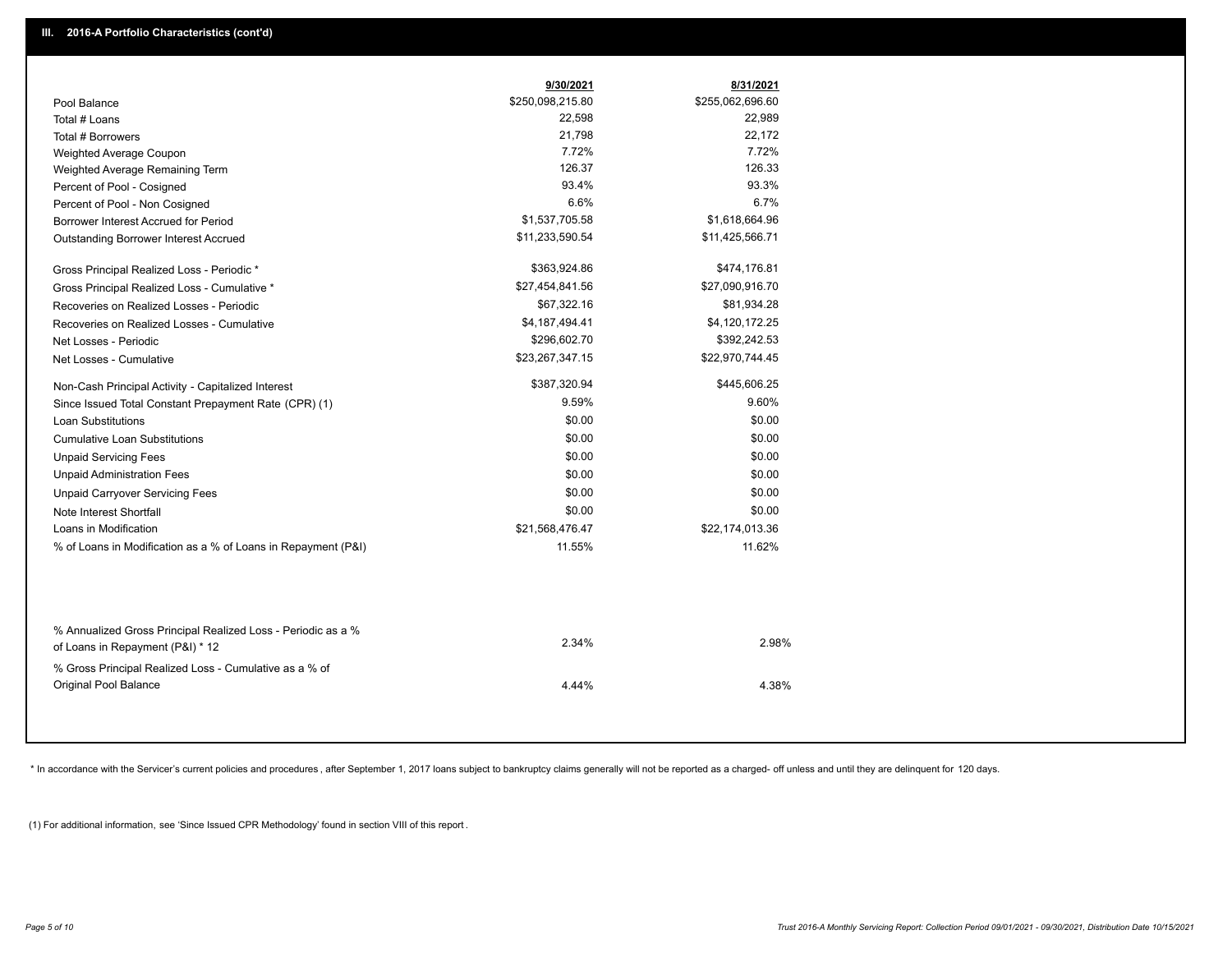## III. 2016-A Portfolio Characteristics (cont'd)

| | 9/30/2021 | 8/31/2021 |
|---|---|---|
| Pool Balance | $250,098,215.80 | $255,062,696.60 |
| Total # Loans | 22,598 | 22,989 |
| Total # Borrowers | 21,798 | 22,172 |
| Weighted Average Coupon | 7.72% | 7.72% |
| Weighted Average Remaining Term | 126.37 | 126.33 |
| Percent of Pool - Cosigned | 93.4% | 93.3% |
| Percent of Pool - Non Cosigned | 6.6% | 6.7% |
| Borrower Interest Accrued for Period | $1,537,705.58 | $1,618,664.96 |
| Outstanding Borrower Interest Accrued | $11,233,590.54 | $11,425,566.71 |
| Gross Principal Realized Loss - Periodic * | $363,924.86 | $474,176.81 |
| Gross Principal Realized Loss - Cumulative * | $27,454,841.56 | $27,090,916.70 |
| Recoveries on Realized Losses - Periodic | $67,322.16 | $81,934.28 |
| Recoveries on Realized Losses - Cumulative | $4,187,494.41 | $4,120,172.25 |
| Net Losses - Periodic | $296,602.70 | $392,242.53 |
| Net Losses - Cumulative | $23,267,347.15 | $22,970,744.45 |
| Non-Cash Principal Activity - Capitalized Interest | $387,320.94 | $445,606.25 |
| Since Issued Total Constant Prepayment Rate (CPR) (1) | 9.59% | 9.60% |
| Loan Substitutions | $0.00 | $0.00 |
| Cumulative Loan Substitutions | $0.00 | $0.00 |
| Unpaid Servicing Fees | $0.00 | $0.00 |
| Unpaid Administration Fees | $0.00 | $0.00 |
| Unpaid Carryover Servicing Fees | $0.00 | $0.00 |
| Note Interest Shortfall | $0.00 | $0.00 |
| Loans in Modification | $21,568,476.47 | $22,174,013.36 |
| % of Loans in Modification as a % of Loans in Repayment (P&I) | 11.55% | 11.62% |
| % Annualized Gross Principal Realized Loss - Periodic as a % of Loans in Repayment (P&I) * 12 | 2.34% | 2.98% |
| % Gross Principal Realized Loss - Cumulative as a % of Original Pool Balance | 4.44% | 4.38% |

* In accordance with the Servicer's current policies and procedures, after September 1, 2017 loans subject to bankruptcy claims generally will not be reported as a charged- off unless and until they are delinquent for 120 days.

(1) For additional information, see 'Since Issued CPR Methodology' found in section VIII of this report .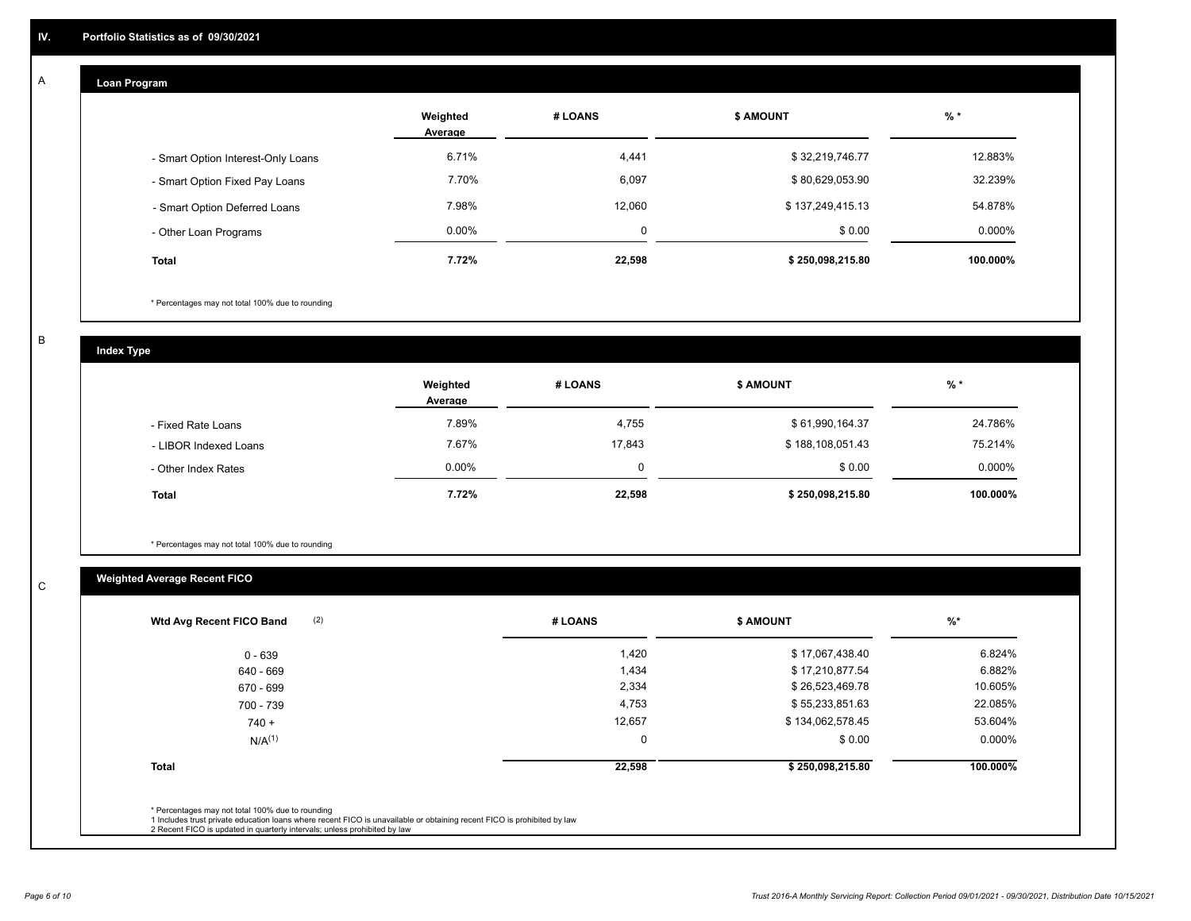## IV. Portfolio Statistics as of 09/30/2021

### A

#### Loan Program

| | Weighted Average | # LOANS | $ AMOUNT | % * |
|---|---|---|---|---|
| - Smart Option Interest-Only Loans | 6.71% | 4,441 | $ 32,219,746.77 | 12.883% |
| - Smart Option Fixed Pay Loans | 7.70% | 6,097 | $ 80,629,053.90 | 32.239% |
| - Smart Option Deferred Loans | 7.98% | 12,060 | $ 137,249,415.13 | 54.878% |
| - Other Loan Programs | 0.00% | 0 | $ 0.00 | 0.000% |
| **Total** | **7.72%** | **22,598** | **$ 250,098,215.80** | **100.000%** |

\* Percentages may not total 100% due to rounding

### B

#### Index Type

| | Weighted Average | # LOANS | $ AMOUNT | % * |
|---|---|---|---|---|
| - Fixed Rate Loans | 7.89% | 4,755 | $ 61,990,164.37 | 24.786% |
| - LIBOR Indexed Loans | 7.67% | 17,843 | $ 188,108,051.43 | 75.214% |
| - Other Index Rates | 0.00% | 0 | $ 0.00 | 0.000% |
| **Total** | **7.72%** | **22,598** | **$ 250,098,215.80** | **100.000%** |

\* Percentages may not total 100% due to rounding

### C

#### Weighted Average Recent FICO

| Wtd Avg Recent FICO Band (2) | # LOANS | $ AMOUNT | %* |
|---|---|---|---|
| 0 - 639 | 1,420 | $ 17,067,438.40 | 6.824% |
| 640 - 669 | 1,434 | $ 17,210,877.54 | 6.882% |
| 670 - 699 | 2,334 | $ 26,523,469.78 | 10.605% |
| 700 - 739 | 4,753 | $ 55,233,851.63 | 22.085% |
| 740 + | 12,657 | $ 134,062,578.45 | 53.604% |
| N/A(1) | 0 | $ 0.00 | 0.000% |
| **Total** | **22,598** | **$ 250,098,215.80** | **100.000%** |

\* Percentages may not total 100% due to rounding
1 Includes trust private education loans where recent FICO is unavailable or obtaining recent FICO is prohibited by law
2 Recent FICO is updated in quarterly intervals; unless prohibited by law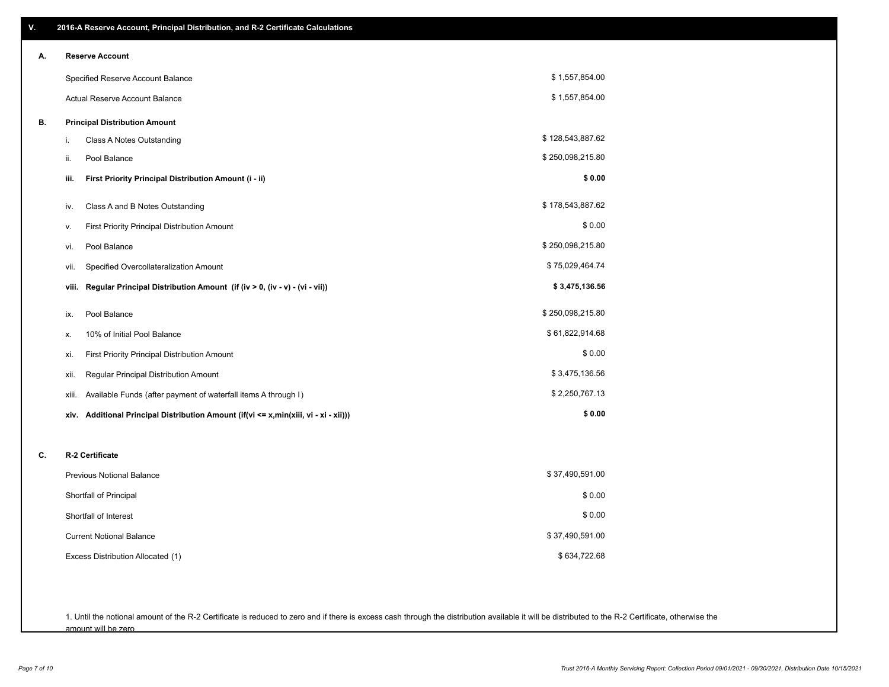## V. 2016-A Reserve Account, Principal Distribution, and R-2 Certificate Calculations

### A. Reserve Account

| | |
|---|---|
| Specified Reserve Account Balance | $ 1,557,854.00 |
| Actual Reserve Account Balance | $ 1,557,854.00 |

### B. Principal Distribution Amount

| | | |
|---|---|---|
| i. | Class A Notes Outstanding | $ 128,543,887.62 |
| ii. | Pool Balance | $ 250,098,215.80 |
| **iii.** | **First Priority Principal Distribution Amount (i - ii)** | **$ 0.00** |
| iv. | Class A and B Notes Outstanding | $ 178,543,887.62 |
| v. | First Priority Principal Distribution Amount | $ 0.00 |
| vi. | Pool Balance | $ 250,098,215.80 |
| vii. | Specified Overcollateralization Amount | $ 75,029,464.74 |
| **viii.** | **Regular Principal Distribution Amount (if (iv > 0, (iv - v) - (vi - vii))** | **$ 3,475,136.56** |
| ix. | Pool Balance | $ 250,098,215.80 |
| x. | 10% of Initial Pool Balance | $ 61,822,914.68 |
| xi. | First Priority Principal Distribution Amount | $ 0.00 |
| xii. | Regular Principal Distribution Amount | $ 3,475,136.56 |
| xiii. | Available Funds (after payment of waterfall items A through I) | $ 2,250,767.13 |
| **xiv.** | **Additional Principal Distribution Amount (if(vi <= x,min(xiii, vi - xi - xii)))** | **$ 0.00** |

### C. R-2 Certificate

| | |
|---|---|
| Previous Notional Balance | $ 37,490,591.00 |
| Shortfall of Principal | $ 0.00 |
| Shortfall of Interest | $ 0.00 |
| Current Notional Balance | $ 37,490,591.00 |
| Excess Distribution Allocated (1) | $ 634,722.68 |

1. Until the notional amount of the R-2 Certificate is reduced to zero and if there is excess cash through the distribution available it will be distributed to the R-2 Certificate, otherwise the amount will be zero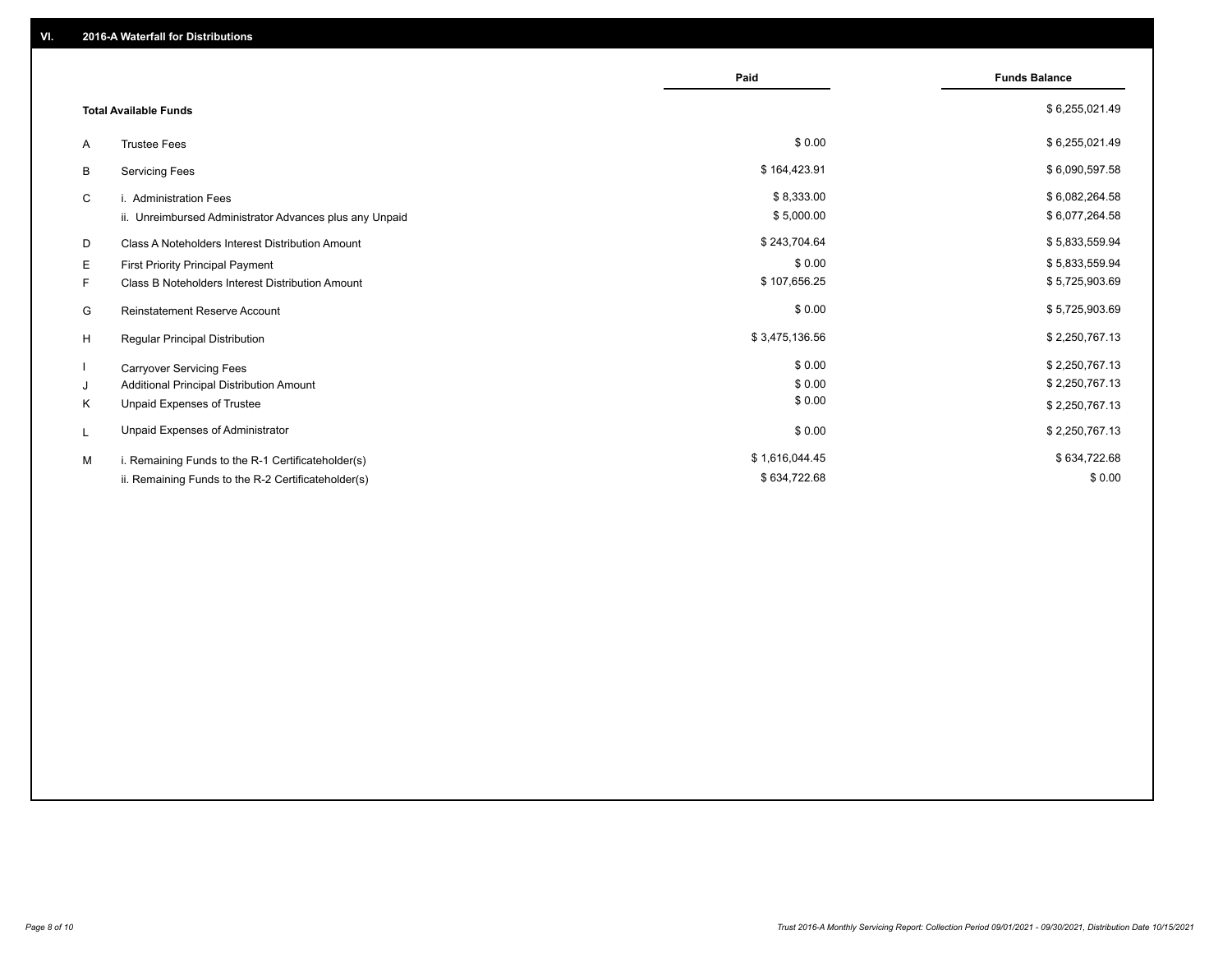## VI. 2016-A Waterfall for Distributions

| | | Paid | Funds Balance |
|---|---|---|---|
| | **Total Available Funds** | | $ 6,255,021.49 |
| A | Trustee Fees | $ 0.00 | $ 6,255,021.49 |
| B | Servicing Fees | $ 164,423.91 | $ 6,090,597.58 |
| C | i. Administration Fees | $ 8,333.00 | $ 6,082,264.58 |
| | ii. Unreimbursed Administrator Advances plus any Unpaid | $ 5,000.00 | $ 6,077,264.58 |
| D | Class A Noteholders Interest Distribution Amount | $ 243,704.64 | $ 5,833,559.94 |
| E | First Priority Principal Payment | $ 0.00 | $ 5,833,559.94 |
| F | Class B Noteholders Interest Distribution Amount | $ 107,656.25 | $ 5,725,903.69 |
| G | Reinstatement Reserve Account | $ 0.00 | $ 5,725,903.69 |
| H | Regular Principal Distribution | $ 3,475,136.56 | $ 2,250,767.13 |
| I | Carryover Servicing Fees | $ 0.00 | $ 2,250,767.13 |
| J | Additional Principal Distribution Amount | $ 0.00 | $ 2,250,767.13 |
| K | Unpaid Expenses of Trustee | $ 0.00 | $ 2,250,767.13 |
| L | Unpaid Expenses of Administrator | $ 0.00 | $ 2,250,767.13 |
| M | i. Remaining Funds to the R-1 Certificateholder(s) | $ 1,616,044.45 | $ 634,722.68 |
| | ii. Remaining Funds to the R-2 Certificateholder(s) | $ 634,722.68 | $ 0.00 |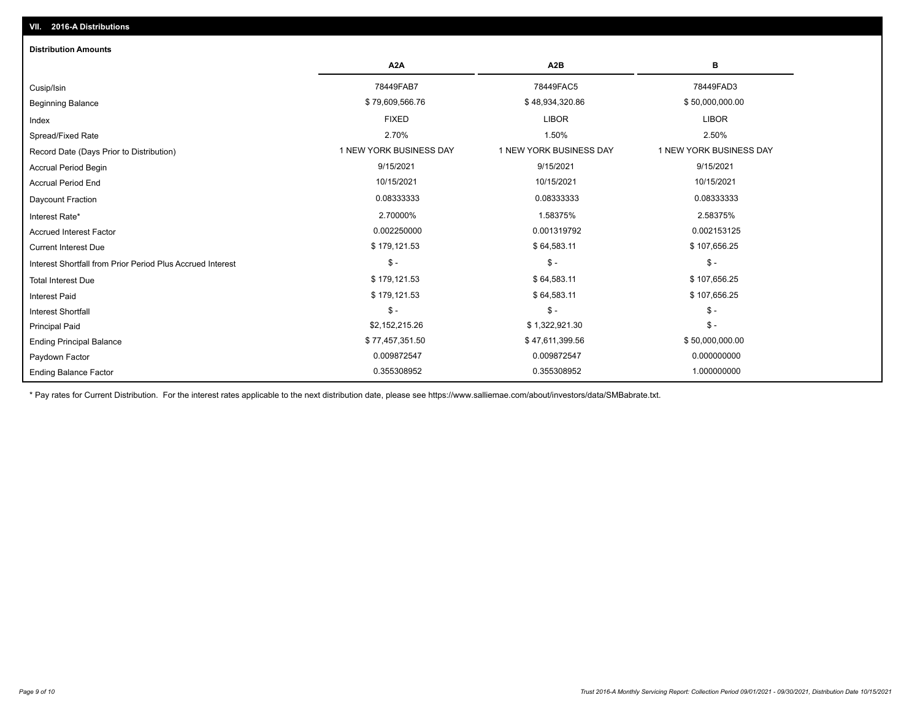## VII. 2016-A Distributions

### Distribution Amounts

| | A2A | A2B | B |
|---|---|---|---|
| Cusip/Isin | 78449FAB7 | 78449FAC5 | 78449FAD3 |
| Beginning Balance | $ 79,609,566.76 | $ 48,934,320.86 | $ 50,000,000.00 |
| Index | FIXED | LIBOR | LIBOR |
| Spread/Fixed Rate | 2.70% | 1.50% | 2.50% |
| Record Date (Days Prior to Distribution) | 1 NEW YORK BUSINESS DAY | 1 NEW YORK BUSINESS DAY | 1 NEW YORK BUSINESS DAY |
| Accrual Period Begin | 9/15/2021 | 9/15/2021 | 9/15/2021 |
| Accrual Period End | 10/15/2021 | 10/15/2021 | 10/15/2021 |
| Daycount Fraction | 0.08333333 | 0.08333333 | 0.08333333 |
| Interest Rate* | 2.70000% | 1.58375% | 2.58375% |
| Accrued Interest Factor | 0.002250000 | 0.001319792 | 0.002153125 |
| Current Interest Due | $ 179,121.53 | $ 64,583.11 | $ 107,656.25 |
| Interest Shortfall from Prior Period Plus Accrued Interest | $ - | $ - | $ - |
| Total Interest Due | $ 179,121.53 | $ 64,583.11 | $ 107,656.25 |
| Interest Paid | $ 179,121.53 | $ 64,583.11 | $ 107,656.25 |
| Interest Shortfall | $ - | $ - | $ - |
| Principal Paid | $2,152,215.26 | $ 1,322,921.30 | $ - |
| Ending Principal Balance | $ 77,457,351.50 | $ 47,611,399.56 | $ 50,000,000.00 |
| Paydown Factor | 0.009872547 | 0.009872547 | 0.000000000 |
| Ending Balance Factor | 0.355308952 | 0.355308952 | 1.000000000 |

* Pay rates for Current Distribution. For the interest rates applicable to the next distribution date, please see https://www.salliemae.com/about/investors/data/SMBabrate.txt.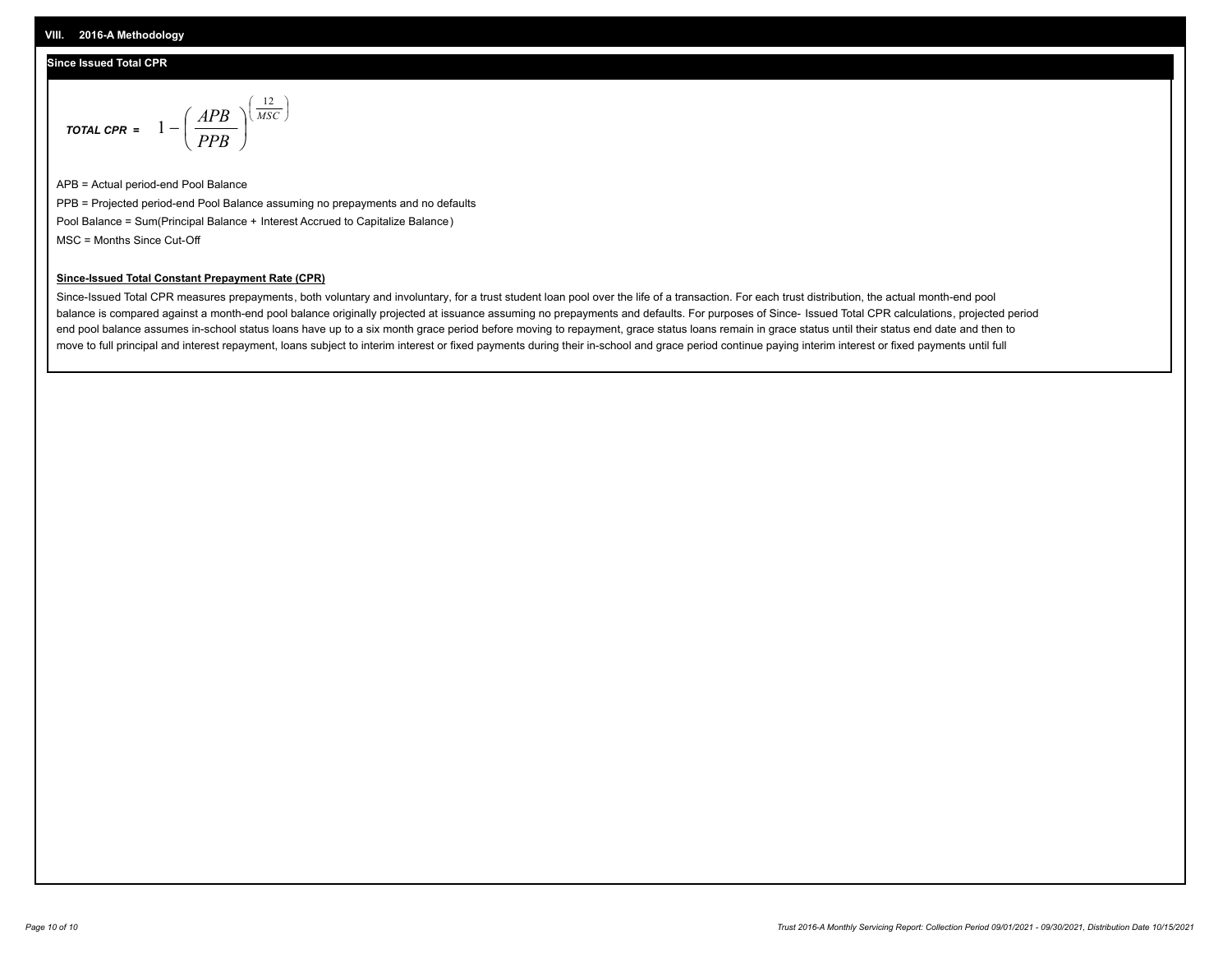## VIII. 2016-A Methodology

### Since Issued Total CPR

$$\textbf{TOTAL CPR} = 1 - \left( \frac{APB}{PPB} \right)^{\left( \frac{12}{MSC} \right)}$$

APB = Actual period-end Pool Balance

PPB = Projected period-end Pool Balance assuming no prepayments and no defaults

Pool Balance = Sum(Principal Balance + Interest Accrued to Capitalize Balance)

MSC = Months Since Cut-Off

**Since-Issued Total Constant Prepayment Rate (CPR)**

Since-Issued Total CPR measures prepayments, both voluntary and involuntary, for a trust student loan pool over the life of a transaction. For each trust distribution, the actual month-end pool balance is compared against a month-end pool balance originally projected at issuance assuming no prepayments and defaults. For purposes of Since- Issued Total CPR calculations, projected period end pool balance assumes in-school status loans have up to a six month grace period before moving to repayment, grace status loans remain in grace status until their status end date and then to move to full principal and interest repayment, loans subject to interim interest or fixed payments during their in-school and grace period continue paying interim interest or fixed payments until full